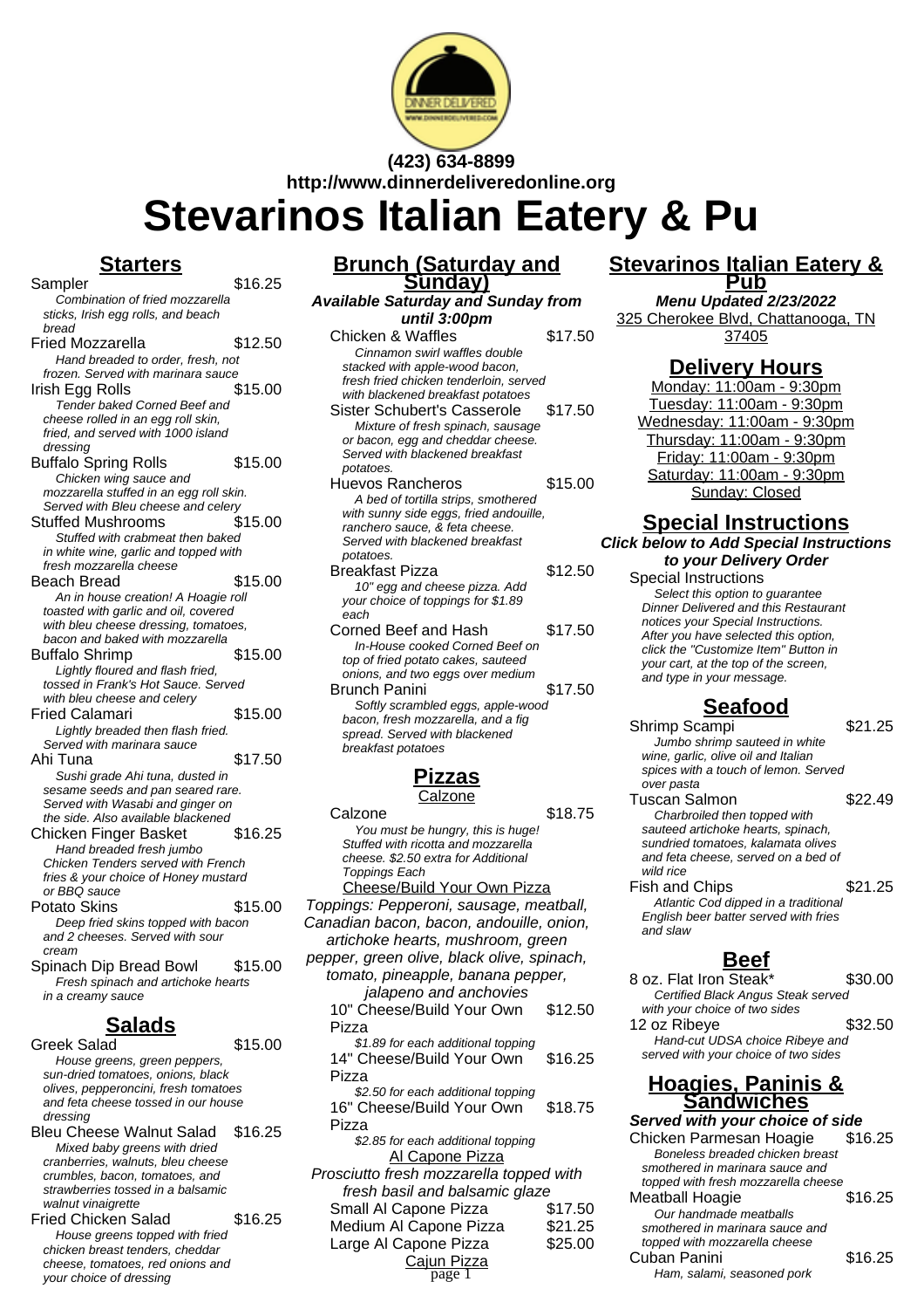(423) 634-8899
http://www.dinnerdeliveredonline.org

# Stevarinos Italian Eatery & Pu

## Starters

Sampler $16.25
*Combination of fried mozzarella sticks, Irish egg rolls, and beach bread*

Fried Mozzarella $12.50
*Hand breaded to order, fresh, not frozen. Served with marinara sauce*

Irish Egg Rolls $15.00
*Tender baked Corned Beef and cheese rolled in an egg roll skin, fried, and served with 1000 island dressing*

Buffalo Spring Rolls $15.00
*Chicken wing sauce and mozzarella stuffed in an egg roll skin. Served with Bleu cheese and celery*

Stuffed Mushrooms $15.00
*Stuffed with crabmeat then baked in white wine, garlic and topped with fresh mozzarella cheese*

Beach Bread $15.00
*An in house creation! A Hoagie roll toasted with garlic and oil, covered with bleu cheese dressing, tomatoes, bacon and baked with mozzarella*

Buffalo Shrimp $15.00
*Lightly floured and flash fried, tossed in Frank's Hot Sauce. Served with bleu cheese and celery*

Fried Calamari $15.00
*Lightly breaded then flash fried. Served with marinara sauce*

Ahi Tuna $17.50
*Sushi grade Ahi tuna, dusted in sesame seeds and pan seared rare. Served with Wasabi and ginger on the side. Also available blackened*

Chicken Finger Basket $16.25
*Hand breaded fresh jumbo Chicken Tenders served with French fries & your choice of Honey mustard or BBQ sauce*

Potato Skins $15.00
*Deep fried skins topped with bacon and 2 cheeses. Served with sour cream*

Spinach Dip Bread Bowl $15.00
*Fresh spinach and artichoke hearts in a creamy sauce*

## Salads

Greek Salad $15.00
*House greens, green peppers, sun-dried tomatoes, onions, black olives, pepperoncini, fresh tomatoes and feta cheese tossed in our house dressing*

Bleu Cheese Walnut Salad $16.25
*Mixed baby greens with dried cranberries, walnuts, bleu cheese crumbles, bacon, tomatoes, and strawberries tossed in a balsamic walnut vinaigrette*

Fried Chicken Salad $16.25
*House greens topped with fried chicken breast tenders, cheddar cheese, tomatoes, red onions and your choice of dressing*

## Brunch (Saturday and Sunday)

***Available Saturday and Sunday from until 3:00pm***

Chicken & Waffles $17.50
*Cinnamon swirl waffles double stacked with apple-wood bacon, fresh fried chicken tenderloin, served with blackened breakfast potatoes*

Sister Schubert's Casserole $17.50
*Mixture of fresh spinach, sausage or bacon, egg and cheddar cheese. Served with blackened breakfast potatoes.*

Huevos Rancheros $15.00
*A bed of tortilla strips, smothered with sunny side eggs, fried andouille, ranchero sauce, & feta cheese. Served with blackened breakfast potatoes.*

Breakfast Pizza $12.50
*10" egg and cheese pizza. Add your choice of toppings for $1.89 each*

Corned Beef and Hash $17.50
*In-House cooked Corned Beef on top of fried potato cakes, sauteed onions, and two eggs over medium*

Brunch Panini $17.50
*Softly scrambled eggs, apple-wood bacon, fresh mozzarella, and a fig spread. Served with blackened breakfast potatoes*

## Pizzas

Calzone

Calzone $18.75
*You must be hungry, this is huge! Stuffed with ricotta and mozzarella cheese. $2.50 extra for Additional Toppings Each*

Cheese/Build Your Own Pizza

*Toppings: Pepperoni, sausage, meatball, Canadian bacon, bacon, andouille, onion, artichoke hearts, mushroom, green pepper, green olive, black olive, spinach, tomato, pineapple, banana pepper, jalapeno and anchovies*

10" Cheese/Build Your Own Pizza $12.50
*$1.89 for each additional topping*

14" Cheese/Build Your Own Pizza $16.25
*$2.50 for each additional topping*

16" Cheese/Build Your Own Pizza $18.75
*$2.85 for each additional topping*

Al Capone Pizza

*Prosciutto fresh mozzarella topped with fresh basil and balsamic glaze*

Small Al Capone Pizza $17.50

Medium Al Capone Pizza $21.25

Large Al Capone Pizza $25.00

Cajun Pizza

## Stevarinos Italian Eatery & Pub

***Menu Updated 2/23/2022***

325 Cherokee Blvd, Chattanooga, TN 37405

## Delivery Hours

Monday: 11:00am - 9:30pm
Tuesday: 11:00am - 9:30pm
Wednesday: 11:00am - 9:30pm
Thursday: 11:00am - 9:30pm
Friday: 11:00am - 9:30pm
Saturday: 11:00am - 9:30pm
Sunday: Closed

## Special Instructions

***Click below to Add Special Instructions to your Delivery Order***

Special Instructions
*Select this option to guarantee Dinner Delivered and this Restaurant notices your Special Instructions. After you have selected this option, click the "Customize Item" Button in your cart, at the top of the screen, and type in your message.*

## Seafood

Shrimp Scampi $21.25
*Jumbo shrimp sauteed in white wine, garlic, olive oil and Italian spices with a touch of lemon. Served over pasta*

Tuscan Salmon $22.49
*Charbroiled then topped with sauteed artichoke hearts, spinach, sundried tomatoes, kalamata olives and feta cheese, served on a bed of wild rice*

Fish and Chips $21.25
*Atlantic Cod dipped in a traditional English beer batter served with fries and slaw*

## Beef

8 oz. Flat Iron Steak* $30.00
*Certified Black Angus Steak served with your choice of two sides*

12 oz Ribeye $32.50
*Hand-cut UDSA choice Ribeye and served with your choice of two sides*

## Hoagies, Paninis & Sandwiches

***Served with your choice of side***

Chicken Parmesan Hoagie $16.25
*Boneless breaded chicken breast smothered in marinara sauce and topped with fresh mozzarella cheese*

Meatball Hoagie $16.25
*Our handmade meatballs smothered in marinara sauce and topped with mozzarella cheese*

Cuban Panini $16.25
*Ham, salami, seasoned pork*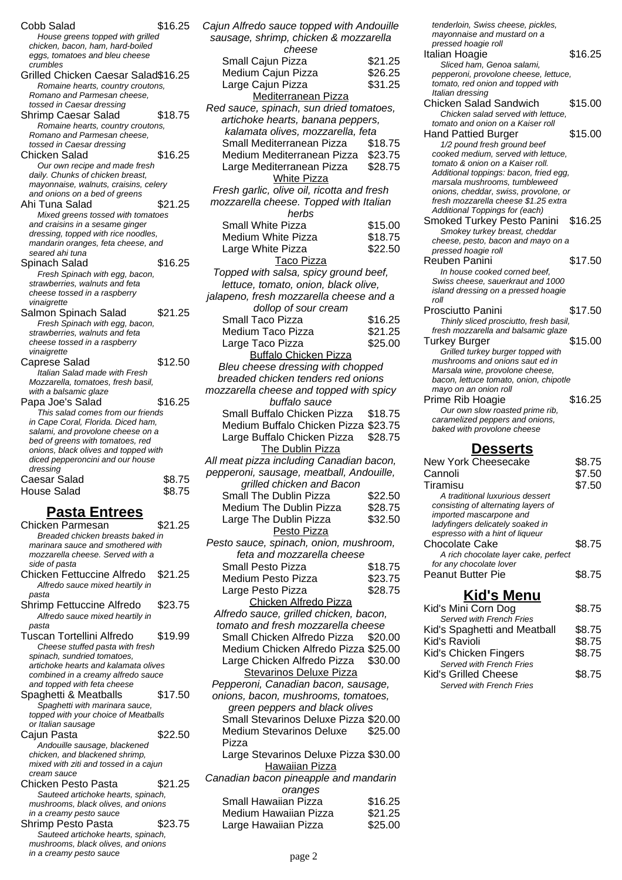Cobb Salad $16.25
*House greens topped with grilled chicken, bacon, ham, hard-boiled eggs, tomatoes and bleu cheese crumbles*

Grilled Chicken Caesar Salad $16.25
*Romaine hearts, country croutons, Romano and Parmesan cheese, tossed in Caesar dressing*

Shrimp Caesar Salad $18.75
*Romaine hearts, country croutons, Romano and Parmesan cheese, tossed in Caesar dressing*

Chicken Salad $16.25
*Our own recipe and made fresh daily. Chunks of chicken breast, mayonnaise, walnuts, craisins, celery and onions on a bed of greens*

Ahi Tuna Salad $21.25
*Mixed greens tossed with tomatoes and craisins in a sesame ginger dressing, topped with rice noodles, mandarin oranges, feta cheese, and seared ahi tuna*

Spinach Salad $16.25
*Fresh Spinach with egg, bacon, strawberries, walnuts and feta cheese tossed in a raspberry vinaigrette*

Salmon Spinach Salad $21.25
*Fresh Spinach with egg, bacon, strawberries, walnuts and feta cheese tossed in a raspberry vinaigrette*

Caprese Salad $12.50
*Italian Salad made with Fresh Mozzarella, tomatoes, fresh basil, with a balsamic glaze*

Papa Joe's Salad $16.25
*This salad comes from our friends in Cape Coral, Florida. Diced ham, salami, and provolone cheese on a bed of greens with tomatoes, red onions, black olives and topped with diced pepperoncini and our house dressing*

Caesar Salad $8.75

House Salad $8.75

## Pasta Entrees

Chicken Parmesan $21.25
*Breaded chicken breasts baked in marinara sauce and smothered with mozzarella cheese. Served with a side of pasta*

Chicken Fettuccine Alfredo $21.25
*Alfredo sauce mixed heartily in pasta*

Shrimp Fettuccine Alfredo $23.75
*Alfredo sauce mixed heartily in pasta*

Tuscan Tortellini Alfredo $19.99
*Cheese stuffed pasta with fresh spinach, sundried tomatoes, artichoke hearts and kalamata olives combined in a creamy alfredo sauce and topped with feta cheese*

Spaghetti & Meatballs $17.50
*Spaghetti with marinara sauce, topped with your choice of Meatballs or Italian sausage*

Cajun Pasta $22.50
*Andouille sausage, blackened chicken, and blackened shrimp, mixed with ziti and tossed in a cajun cream sauce*

Chicken Pesto Pasta $21.25
*Sauteed artichoke hearts, spinach, mushrooms, black olives, and onions in a creamy pesto sauce*

Shrimp Pesto Pasta $23.75
*Sauteed artichoke hearts, spinach, mushrooms, black olives, and onions in a creamy pesto sauce*

*Cajun Alfredo sauce topped with Andouille sausage, shrimp, chicken & mozzarella cheese*

Small Cajun Pizza $21.25
Medium Cajun Pizza $26.25
Large Cajun Pizza $31.25

Mediterranean Pizza
*Red sauce, spinach, sun dried tomatoes, artichoke hearts, banana peppers, kalamata olives, mozzarella, feta*

Small Mediterranean Pizza $18.75
Medium Mediterranean Pizza $23.75
Large Mediterranean Pizza $28.75

White Pizza
*Fresh garlic, olive oil, ricotta and fresh mozzarella cheese. Topped with Italian herbs*

Small White Pizza $15.00
Medium White Pizza $18.75
Large White Pizza $22.50

Taco Pizza
*Topped with salsa, spicy ground beef, lettuce, tomato, onion, black olive, jalapeno, fresh mozzarella cheese and a dollop of sour cream*

Small Taco Pizza $16.25
Medium Taco Pizza $21.25
Large Taco Pizza $25.00

Buffalo Chicken Pizza
*Bleu cheese dressing with chopped breaded chicken tenders red onions mozzarella cheese and topped with spicy buffalo sauce*

Small Buffalo Chicken Pizza $18.75
Medium Buffalo Chicken Pizza $23.75
Large Buffalo Chicken Pizza $28.75

The Dublin Pizza
*All meat pizza including Canadian bacon, pepperoni, sausage, meatball, Andouille, grilled chicken and Bacon*

Small The Dublin Pizza $22.50
Medium The Dublin Pizza $28.75
Large The Dublin Pizza $32.50

Pesto Pizza
*Pesto sauce, spinach, onion, mushroom, feta and mozzarella cheese*

Small Pesto Pizza $18.75
Medium Pesto Pizza $23.75
Large Pesto Pizza $28.75

Chicken Alfredo Pizza
*Alfredo sauce, grilled chicken, bacon, tomato and fresh mozzarella cheese*

Small Chicken Alfredo Pizza $20.00
Medium Chicken Alfredo Pizza $25.00
Large Chicken Alfredo Pizza $30.00

Stevarinos Deluxe Pizza
*Pepperoni, Canadian bacon, sausage, onions, bacon, mushrooms, tomatoes, green peppers and black olives*

Small Stevarinos Deluxe Pizza $20.00
Medium Stevarinos Deluxe Pizza $25.00
Large Stevarinos Deluxe Pizza $30.00

Hawaiian Pizza
*Canadian bacon pineapple and mandarin oranges*

Small Hawaiian Pizza $16.25
Medium Hawaiian Pizza $21.25
Large Hawaiian Pizza $25.00

*tenderloin, Swiss cheese, pickles, mayonnaise and mustard on a pressed hoagie roll*

Italian Hoagie $16.25
*Sliced ham, Genoa salami, pepperoni, provolone cheese, lettuce, tomato, red onion and topped with Italian dressing*

Chicken Salad Sandwich $15.00
*Chicken salad served with lettuce, tomato and onion on a Kaiser roll*

Hand Pattied Burger $15.00
*1/2 pound fresh ground beef cooked medium, served with lettuce, tomato & onion on a Kaiser roll. Additional toppings: bacon, fried egg, marsala mushrooms, tumbleweed onions, cheddar, swiss, provolone, or fresh mozzarella cheese $1.25 extra Additional Toppings for (each)*

Smoked Turkey Pesto Panini $16.25
*Smokey turkey breast, cheddar cheese, pesto, bacon and mayo on a pressed hoagie roll*

Reuben Panini $17.50
*In house cooked corned beef, Swiss cheese, sauerkraut and 1000 island dressing on a pressed hoagie roll*

Prosciutto Panini $17.50
*Thinly sliced prosciutto, fresh basil, fresh mozzarella and balsamic glaze*

Turkey Burger $15.00
*Grilled turkey burger topped with mushrooms and onions saut ed in Marsala wine, provolone cheese, bacon, lettuce tomato, onion, chipotle mayo on an onion roll*

Prime Rib Hoagie $16.25
*Our own slow roasted prime rib, caramelized peppers and onions, baked with provolone cheese*

## Desserts

New York Cheesecake $8.75

Cannoli $7.50

Tiramisu $7.50
*A traditional luxurious dessert consisting of alternating layers of imported mascarpone and ladyfingers delicately soaked in espresso with a hint of liqueur*

Chocolate Cake $8.75
*A rich chocolate layer cake, perfect for any chocolate lover*

Peanut Butter Pie $8.75

## Kid's Menu

Kid's Mini Corn Dog $8.75
*Served with French Fries*

Kid's Spaghetti and Meatball $8.75

Kid's Ravioli $8.75

Kid's Chicken Fingers $8.75
*Served with French Fries*

Kid's Grilled Cheese $8.75
*Served with French Fries*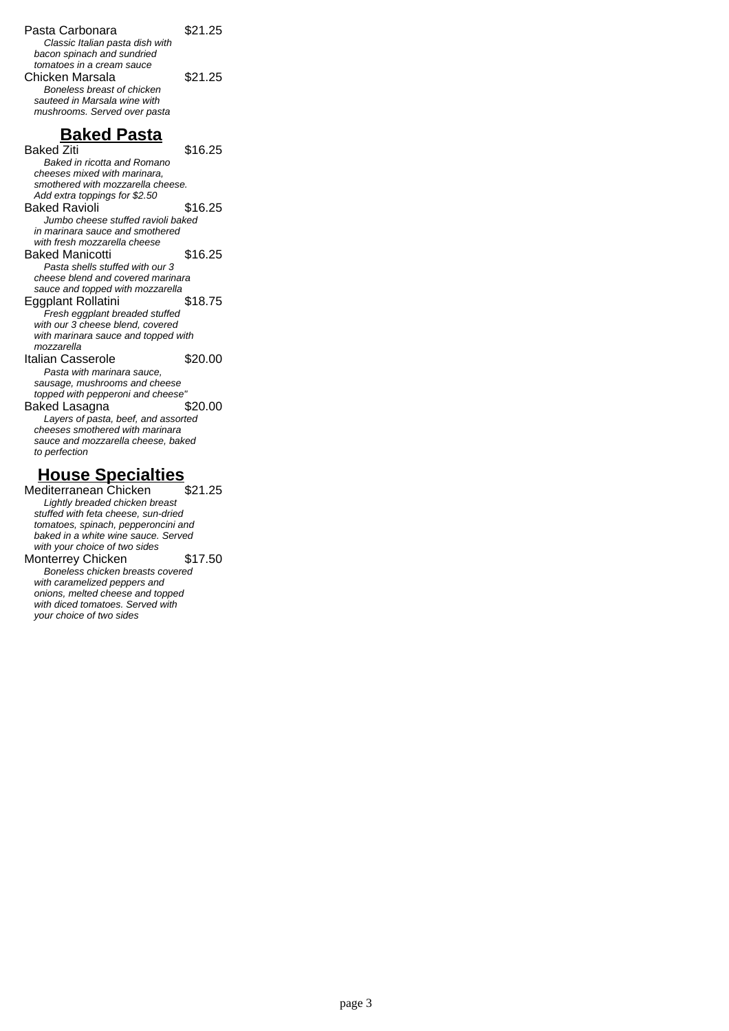Pasta Carbonara $21.25

*Classic Italian pasta dish with bacon spinach and sundried tomatoes in a cream sauce*

Chicken Marsala $21.25

*Boneless breast of chicken sauteed in Marsala wine with mushrooms. Served over pasta*

## Baked Pasta

Baked Ziti $16.25

*Baked in ricotta and Romano cheeses mixed with marinara, smothered with mozzarella cheese. Add extra toppings for $2.50*

Baked Ravioli $16.25

*Jumbo cheese stuffed ravioli baked in marinara sauce and smothered with fresh mozzarella cheese*

Baked Manicotti $16.25

*Pasta shells stuffed with our 3 cheese blend and covered marinara sauce and topped with mozzarella*

Eggplant Rollatini $18.75

*Fresh eggplant breaded stuffed with our 3 cheese blend, covered with marinara sauce and topped with mozzarella*

Italian Casserole $20.00

*Pasta with marinara sauce, sausage, mushrooms and cheese topped with pepperoni and cheese"*

Baked Lasagna $20.00

*Layers of pasta, beef, and assorted cheeses smothered with marinara sauce and mozzarella cheese, baked to perfection*

## House Specialties

Mediterranean Chicken $21.25

*Lightly breaded chicken breast stuffed with feta cheese, sun-dried tomatoes, spinach, pepperoncini and baked in a white wine sauce. Served with your choice of two sides*

Monterrey Chicken $17.50

*Boneless chicken breasts covered with caramelized peppers and onions, melted cheese and topped with diced tomatoes. Served with your choice of two sides*